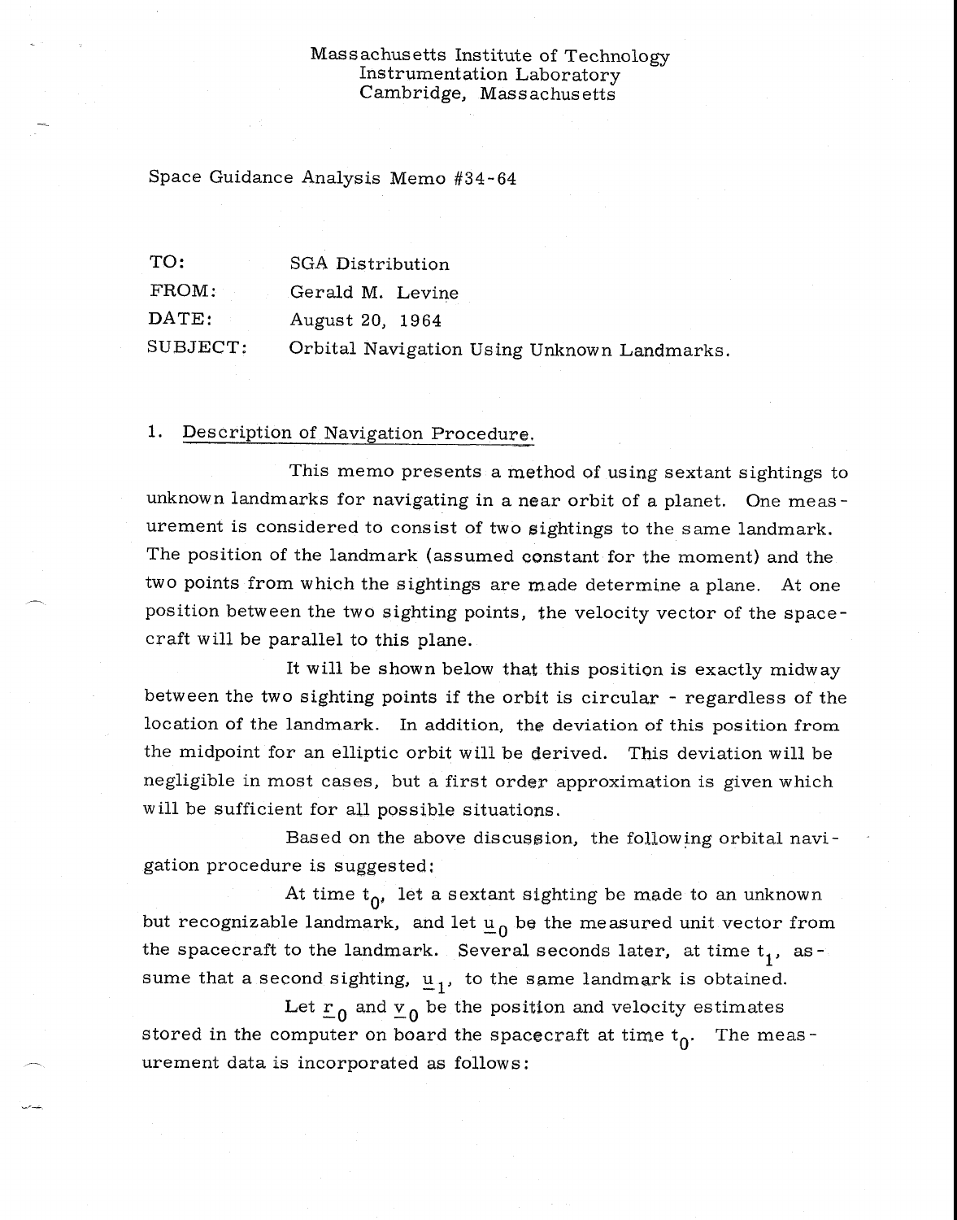Massachusetts Institute of Technology
Instrumentation Laboratory
Cambridge, Massachusetts

Space Guidance Analysis Memo #34-64

| | |
|---|---|
| TO: | SGA Distribution |
| FROM: | Gerald M. Levine |
| DATE: | August 20, 1964 |
| SUBJECT: | Orbital Navigation Using Unknown Landmarks. |

## 1. Description of Navigation Procedure.

This memo presents a method of using sextant sightings to unknown landmarks for navigating in a near orbit of a planet. One measurement is considered to consist of two sightings to the same landmark. The position of the landmark (assumed constant for the moment) and the two points from which the sightings are made determine a plane. At one position between the two sighting points, the velocity vector of the spacecraft will be parallel to this plane.

It will be shown below that this position is exactly midway between the two sighting points if the orbit is circular - regardless of the location of the landmark. In addition, the deviation of this position from the midpoint for an elliptic orbit will be derived. This deviation will be negligible in most cases, but a first order approximation is given which will be sufficient for all possible situations.

Based on the above discussion, the following orbital navigation procedure is suggested:

At time $t_0$, let a sextant sighting be made to an unknown but recognizable landmark, and let $\underline{u}_0$ be the measured unit vector from the spacecraft to the landmark. Several seconds later, at time $t_1$, assume that a second sighting, $\underline{u}_1$, to the same landmark is obtained.

Let $\underline{r}_0$ and $\underline{v}_0$ be the position and velocity estimates stored in the computer on board the spacecraft at time $t_0$. The measurement data is incorporated as follows: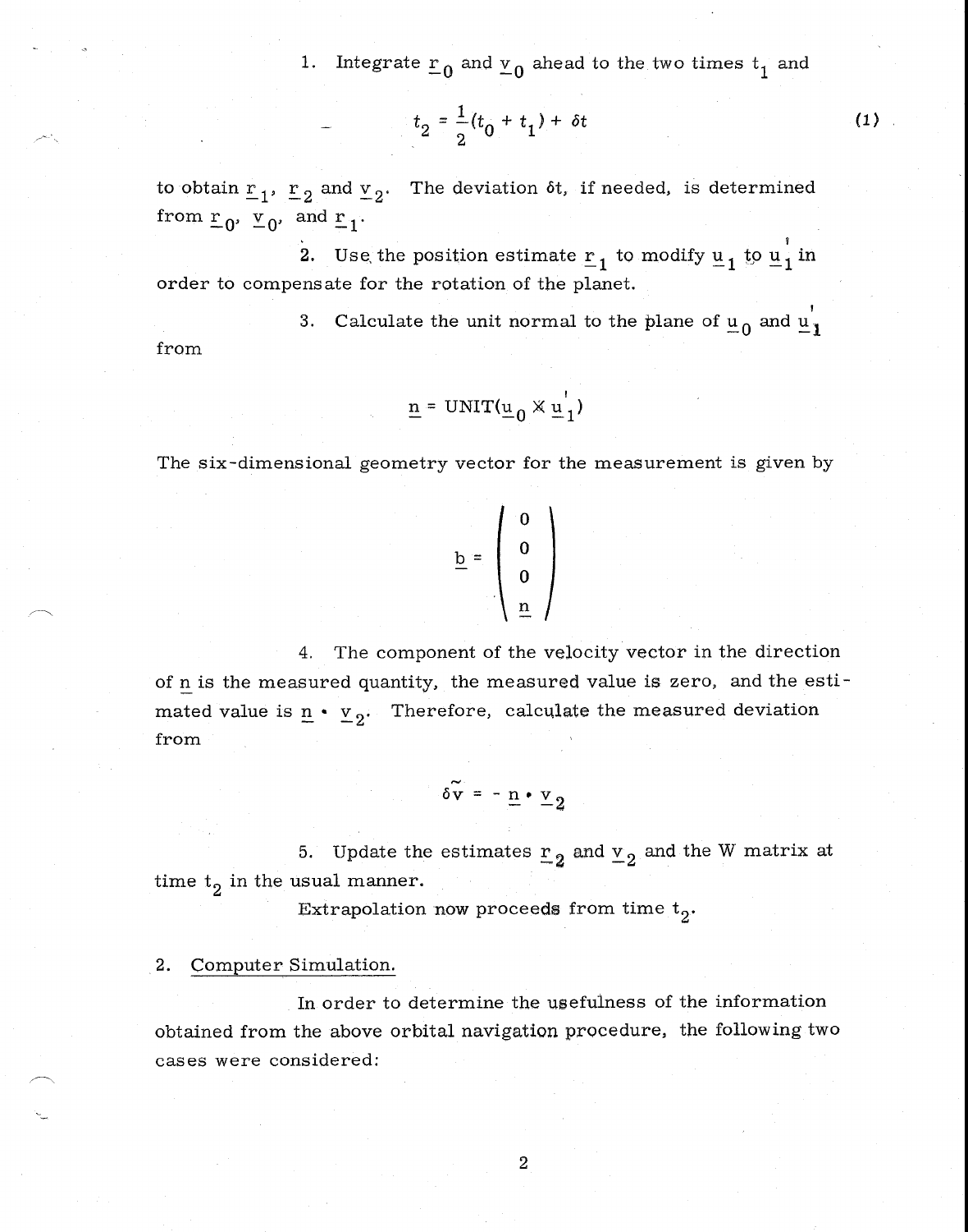1. Integrate $\underline{r}_0$ and $\underline{v}_0$ ahead to the two times $t_1$ and

$$t_2 = \frac{1}{2}(t_0 + t_1) + \delta t \tag{1}$$

to obtain $\underline{r}_1$, $\underline{r}_2$ and $\underline{v}_2$. The deviation $\delta t$, if needed, is determined from $\underline{r}_0$, $\underline{v}_0$, and $\underline{r}_1$.

2. Use the position estimate $\underline{r}_1$ to modify $\underline{u}_1$ to $\underline{u}_1'$ in order to compensate for the rotation of the planet.

3. Calculate the unit normal to the plane of $\underline{u}_0$ and $\underline{u}_1'$ from

$$\underline{n} = \text{UNIT}(\underline{u}_0 \times \underline{u}_1')$$

The six-dimensional geometry vector for the measurement is given by

$$\underline{b} = \begin{pmatrix} 0 \\ 0 \\ 0 \\ \underline{n} \end{pmatrix}$$

4. The component of the velocity vector in the direction of $\underline{n}$ is the measured quantity, the measured value is zero, and the estimated value is $\underline{n} \cdot \underline{v}_2$. Therefore, calculate the measured deviation from

$$\delta \tilde{v} = - \underline{n} \cdot \underline{v}_2$$

5. Update the estimates $\underline{r}_2$ and $\underline{v}_2$ and the W matrix at time $t_2$ in the usual manner.

Extrapolation now proceeds from time $t_2$.

## 2. Computer Simulation.

In order to determine the usefulness of the information obtained from the above orbital navigation procedure, the following two cases were considered: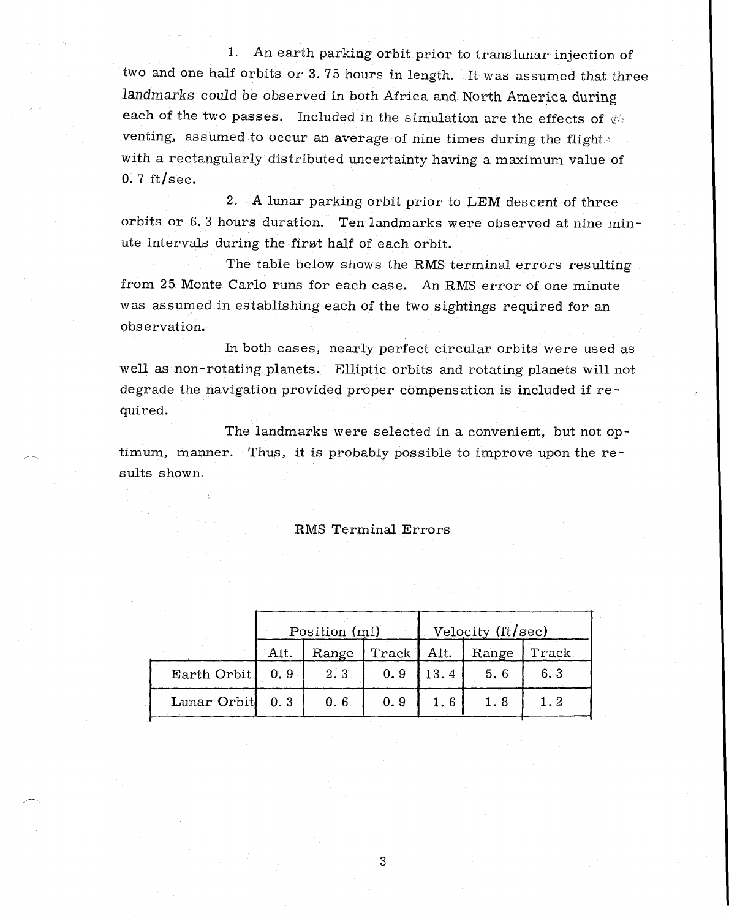1. An earth parking orbit prior to translunar injection of two and one half orbits or 3.75 hours in length. It was assumed that three landmarks could be observed in both Africa and North America during each of the two passes. Included in the simulation are the effects of venting, assumed to occur an average of nine times during the flight with a rectangularly distributed uncertainty having a maximum value of 0.7 ft/sec.

2. A lunar parking orbit prior to LEM descent of three orbits or 6.3 hours duration. Ten landmarks were observed at nine minute intervals during the first half of each orbit.

The table below shows the RMS terminal errors resulting from 25 Monte Carlo runs for each case. An RMS error of one minute was assumed in establishing each of the two sightings required for an observation.

In both cases, nearly perfect circular orbits were used as well as non-rotating planets. Elliptic orbits and rotating planets will not degrade the navigation provided proper compensation is included if required.

The landmarks were selected in a convenient, but not optimum, manner. Thus, it is probably possible to improve upon the results shown.

RMS Terminal Errors

| | Position (mi) | | | Velocity (ft/sec) | | |
|---|---|---|---|---|---|---|
| | Alt. | Range | Track | Alt. | Range | Track |
| Earth Orbit | 0.9 | 2.3 | 0.9 | 13.4 | 5.6 | 6.3 |
| Lunar Orbit | 0.3 | 0.6 | 0.9 | 1.6 | 1.8 | 1.2 |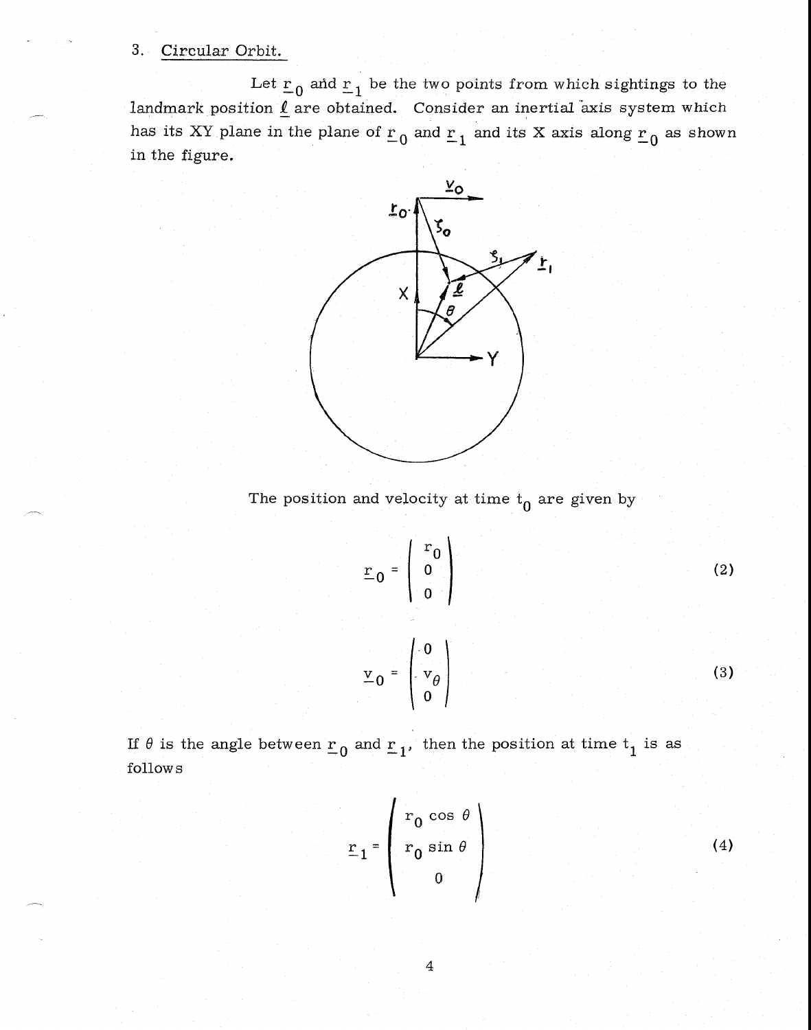3. Circular Orbit.

Let $\underline{r}_0$ and $\underline{r}_1$ be the two points from which sightings to the landmark position $\underline{\ell}$ are obtained. Consider an inertial axis system which has its XY plane in the plane of $\underline{r}_0$ and $\underline{r}_1$ and its X axis along $\underline{r}_0$ as shown in the figure.

The position and velocity at time $t_0$ are given by

$$\underline{r}_0 = \begin{pmatrix} r_0 \\ 0 \\ 0 \end{pmatrix} \tag{2}$$

$$\underline{v}_0 = \begin{pmatrix} 0 \\ v_\theta \\ 0 \end{pmatrix} \tag{3}$$

If $\theta$ is the angle between $\underline{r}_0$ and $\underline{r}_1$, then the position at time $t_1$ is as follows

$$\underline{r}_1 = \begin{pmatrix} r_0 \cos \theta \\ r_0 \sin \theta \\ 0 \end{pmatrix} \tag{4}$$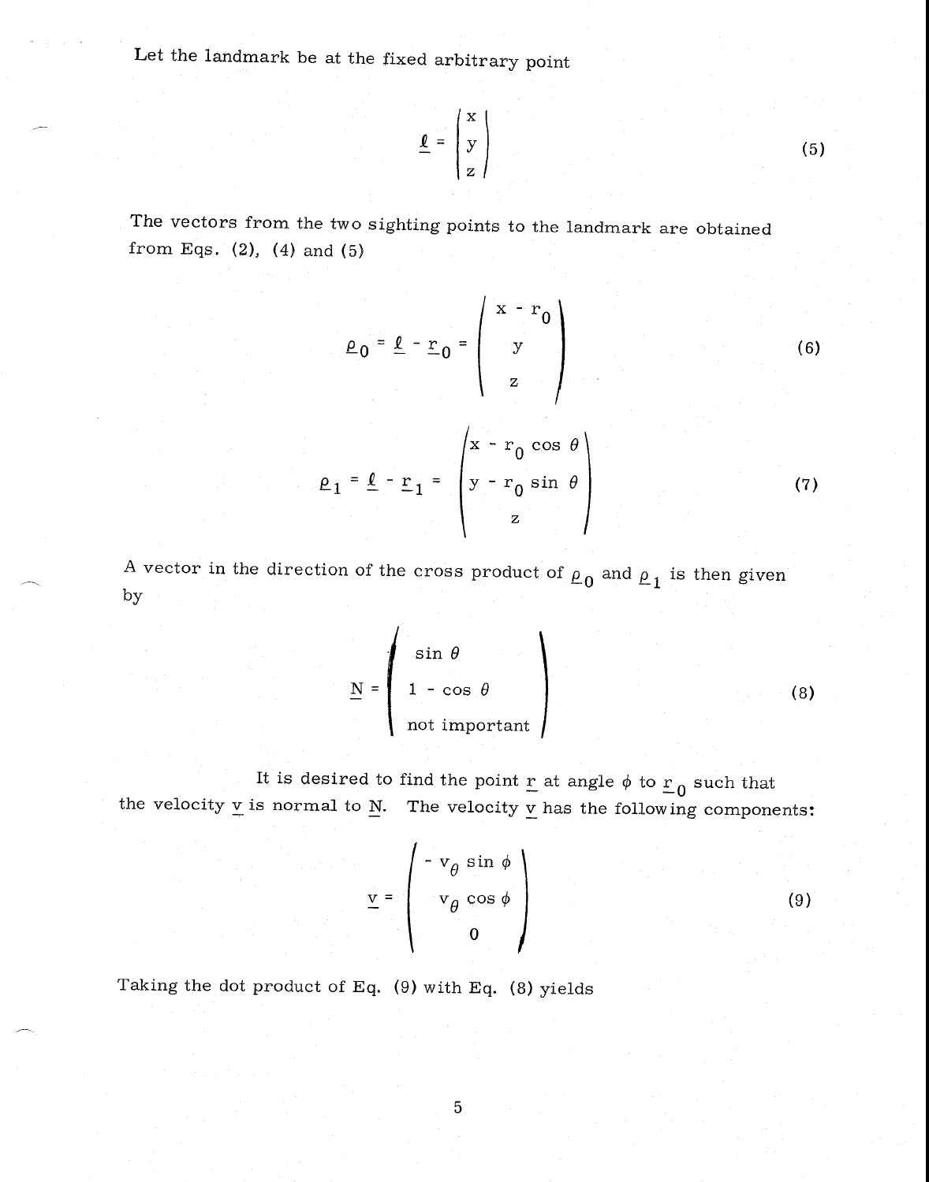Let the landmark be at the fixed arbitrary point

$$\underline{\ell} = \begin{pmatrix} x \\ y \\ z \end{pmatrix} \tag{5}$$

The vectors from the two sighting points to the landmark are obtained from Eqs. (2), (4) and (5)

$$\underline{\rho}_0 = \underline{\ell} - \underline{r}_0 = \begin{pmatrix} x - r_0 \\ y \\ z \end{pmatrix} \tag{6}$$

$$\underline{\rho}_1 = \underline{\ell} - \underline{r}_1 = \begin{pmatrix} x - r_0 \cos \theta \\ y - r_0 \sin \theta \\ z \end{pmatrix} \tag{7}$$

A vector in the direction of the cross product of $\underline{\rho}_0$ and $\underline{\rho}_1$ is then given by

$$\underline{N} = \begin{pmatrix} \sin \theta \\ 1 - \cos \theta \\ \text{not important} \end{pmatrix} \tag{8}$$

It is desired to find the point $\underline{r}$ at angle $\phi$ to $\underline{r}_0$ such that the velocity $\underline{v}$ is normal to $\underline{N}$. The velocity $\underline{v}$ has the following components:

$$\underline{v} = \begin{pmatrix} -v_\theta \sin \phi \\ v_\theta \cos \phi \\ 0 \end{pmatrix} \tag{9}$$

Taking the dot product of Eq. (9) with Eq. (8) yields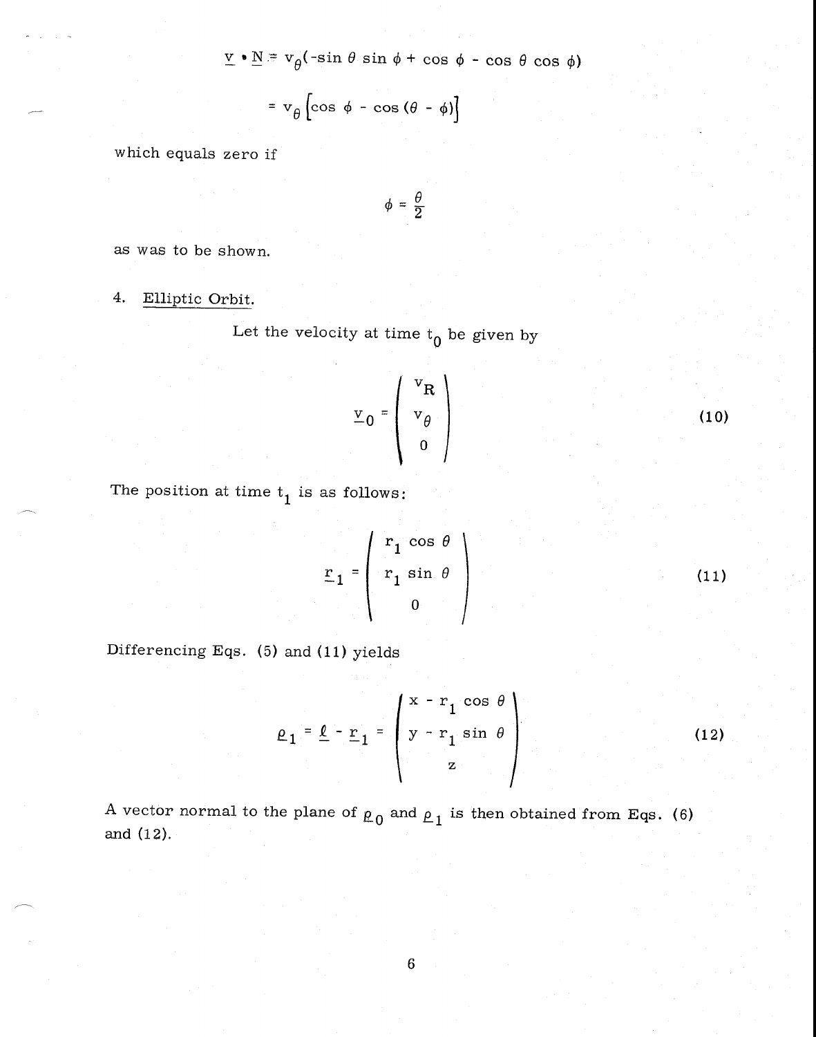$$\underline{v} \cdot \underline{N} = v_\theta(-\sin\theta \sin\phi + \cos\phi - \cos\theta\cos\phi)$$

$$= v_\theta\left[\cos\phi - \cos(\theta - \phi)\right]$$

which equals zero if

$$\phi = \frac{\theta}{2}$$

as was to be shown.

4. Elliptic Orbit.

Let the velocity at time $t_0$ be given by

$$\underline{v}_0 = \begin{pmatrix} v_R \\ v_\theta \\ 0 \end{pmatrix} \tag{10}$$

The position at time $t_1$ is as follows:

$$\underline{r}_1 = \begin{pmatrix} r_1 \cos\theta \\ r_1 \sin\theta \\ 0 \end{pmatrix} \tag{11}$$

Differencing Eqs. (5) and (11) yields

$$\underline{\rho}_1 = \underline{\ell} - \underline{r}_1 = \begin{pmatrix} x - r_1\cos\theta \\ y - r_1\sin\theta \\ z \end{pmatrix} \tag{12}$$

A vector normal to the plane of $\underline{\rho}_0$ and $\underline{\rho}_1$ is then obtained from Eqs. (6) and (12).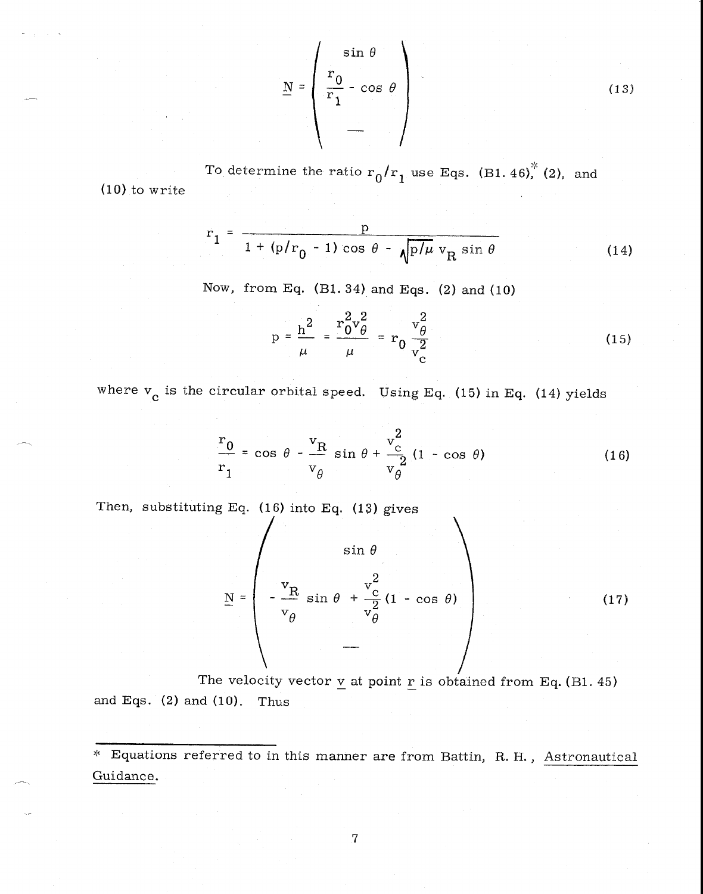$$\underline{N} = \begin{pmatrix} \sin\theta \\ \dfrac{r_0}{r_1} - \cos\theta \\ \text{—} \end{pmatrix} \tag{13}$$

To determine the ratio $r_0/r_1$ use Eqs. (B1. 46),* (2), and (10) to write

$$r_1 = \frac{p}{1 + (p/r_0 - 1)\cos\theta - \sqrt{p/\mu}\, v_R \sin\theta} \tag{14}$$

Now, from Eq. (B1. 34) and Eqs. (2) and (10)

$$p = \frac{h^2}{\mu} = \frac{r_0^2 v_\theta^2}{\mu} = r_0 \frac{v_\theta^2}{v_c^2} \tag{15}$$

where $v_c$ is the circular orbital speed. Using Eq. (15) in Eq. (14) yields

$$\frac{r_0}{r_1} = \cos\theta - \frac{v_R}{v_\theta}\sin\theta + \frac{v_c^2}{v_\theta^2}(1 - \cos\theta) \tag{16}$$

Then, substituting Eq. (16) into Eq. (13) gives

$$\underline{N} = \begin{pmatrix} \sin\theta \\ -\dfrac{v_R}{v_\theta}\sin\theta + \dfrac{v_c^2}{v_\theta^2}(1 - \cos\theta) \\ \text{—} \end{pmatrix} \tag{17}$$

The velocity vector $\underline{v}$ at point $\underline{r}$ is obtained from Eq. (B1. 45) and Eqs. (2) and (10). Thus

---

\* Equations referred to in this manner are from Battin, R. H., Astronautical Guidance.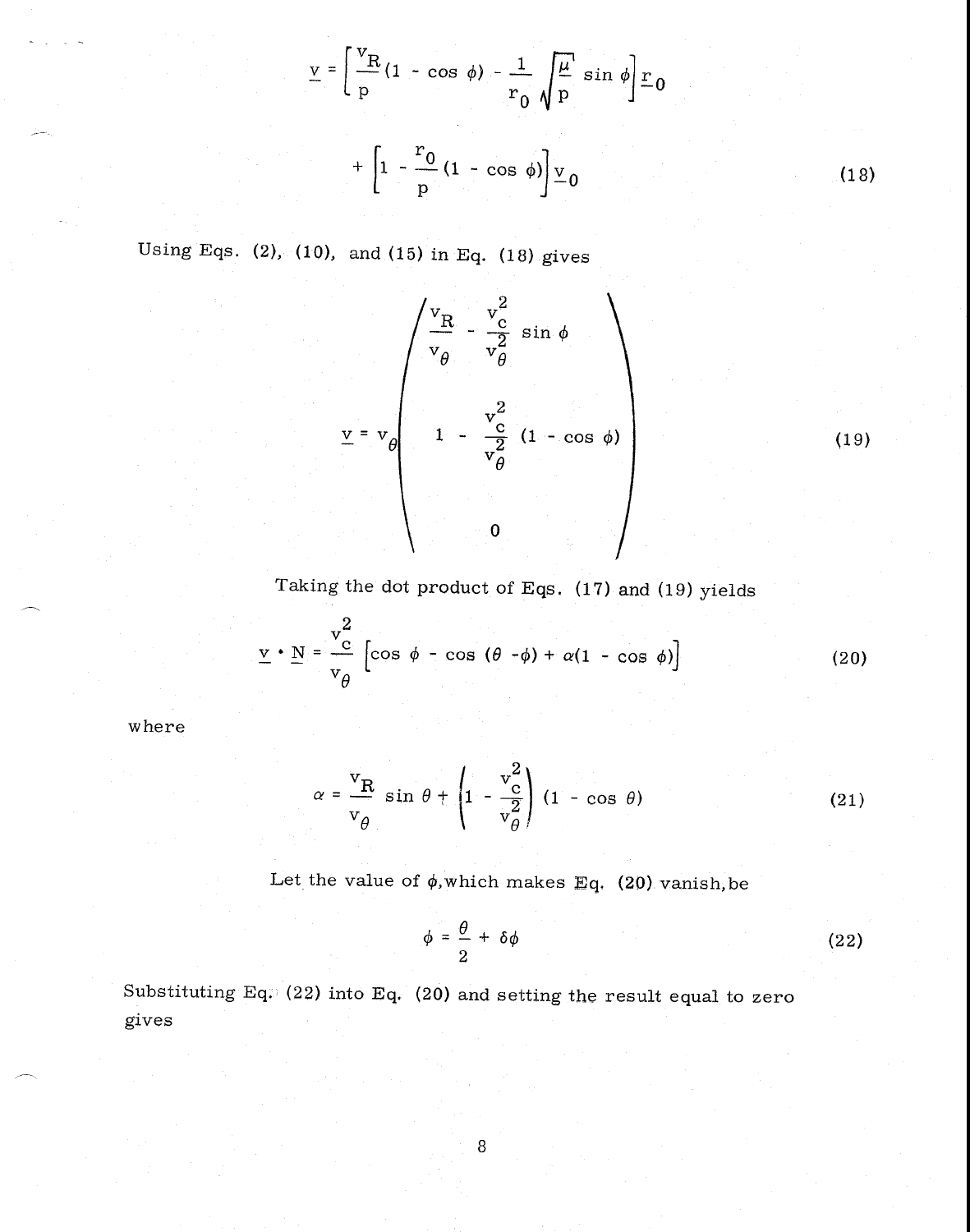$$\underline{v} = \left[\frac{v_R}{p}(1 - \cos\phi) - \frac{1}{r_0}\sqrt{\frac{\mu}{p}}\sin\phi\right]\underline{r}_0 + \left[1 - \frac{r_0}{p}(1 - \cos\phi)\right]\underline{v}_0 \tag{18}$$

Using Eqs. (2), (10), and (15) in Eq. (18) gives

$$\underline{v} = v_\theta \begin{pmatrix} \dfrac{v_R}{v_\theta} - \dfrac{v_c^2}{v_\theta^2}\sin\phi \\ \\ 1 - \dfrac{v_c^2}{v_\theta^2}(1 - \cos\phi) \\ \\ 0 \end{pmatrix} \tag{19}$$

Taking the dot product of Eqs. (17) and (19) yields

$$\underline{v} \cdot \underline{N} = \frac{v_c^2}{v_\theta}\left[\cos\phi - \cos(\theta - \phi) + \alpha(1 - \cos\phi)\right] \tag{20}$$

where

$$\alpha = \frac{v_R}{v_\theta}\sin\theta + \left(1 - \frac{v_c^2}{v_\theta^2}\right)(1 - \cos\theta) \tag{21}$$

Let the value of $\phi$, which makes Eq. (20) vanish, be

$$\phi = \frac{\theta}{2} + \delta\phi \tag{22}$$

Substituting Eq. (22) into Eq. (20) and setting the result equal to zero gives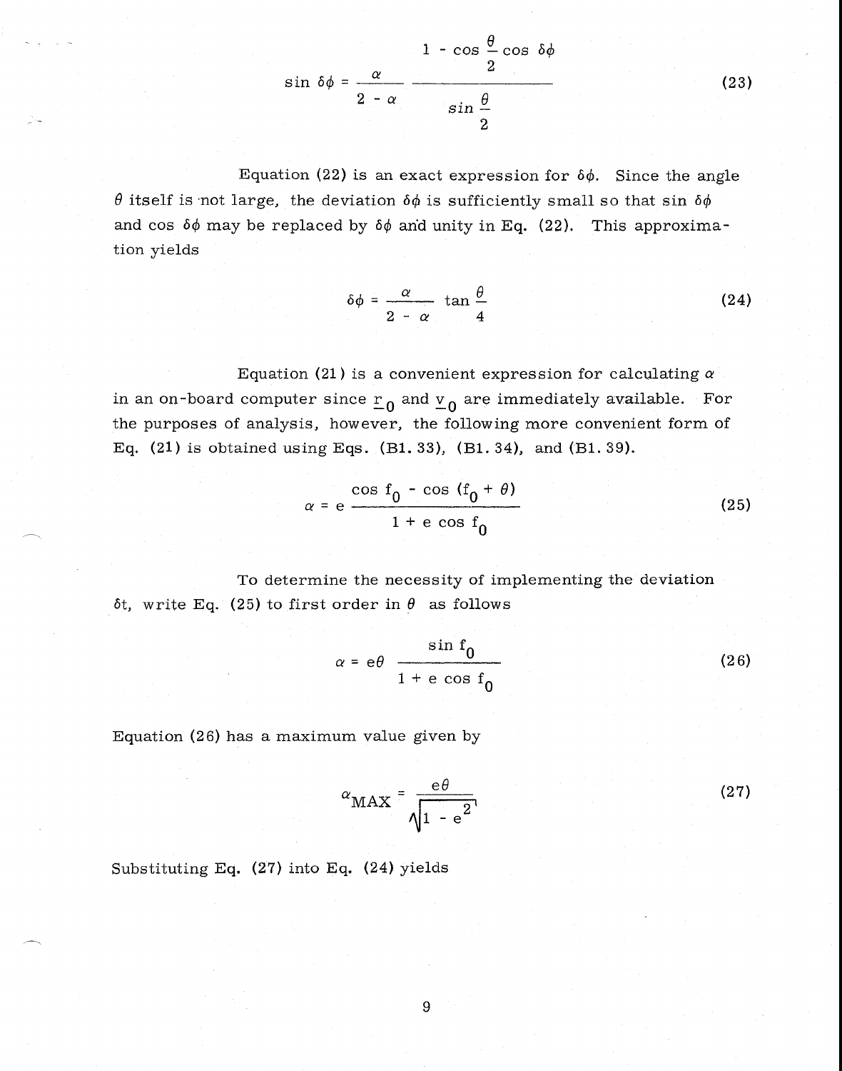$$\sin \delta\phi = \frac{\alpha}{2 - \alpha} \, \frac{1 - \cos \frac{\theta}{2} \cos \delta\phi}{\sin \frac{\theta}{2}} \tag{23}$$

Equation (22) is an exact expression for $\delta\phi$. Since the angle $\theta$ itself is not large, the deviation $\delta\phi$ is sufficiently small so that $\sin \delta\phi$ and $\cos \delta\phi$ may be replaced by $\delta\phi$ and unity in Eq. (22). This approximation yields

$$\delta\phi = \frac{\alpha}{2 - \alpha} \tan \frac{\theta}{4} \tag{24}$$

Equation (21) is a convenient expression for calculating $\alpha$ in an on-board computer since $\underline{r}_0$ and $\underline{v}_0$ are immediately available. For the purposes of analysis, however, the following more convenient form of Eq. (21) is obtained using Eqs. (B1.33), (B1.34), and (B1.39).

$$\alpha = e \, \frac{\cos f_0 - \cos (f_0 + \theta)}{1 + e \cos f_0} \tag{25}$$

To determine the necessity of implementing the deviation $\delta t$, write Eq. (25) to first order in $\theta$ as follows

$$\alpha = e\theta \, \frac{\sin f_0}{1 + e \cos f_0} \tag{26}$$

Equation (26) has a maximum value given by

$$\alpha_{MAX} = \frac{e\theta}{\sqrt{1 - e^2}} \tag{27}$$

Substituting Eq. (27) into Eq. (24) yields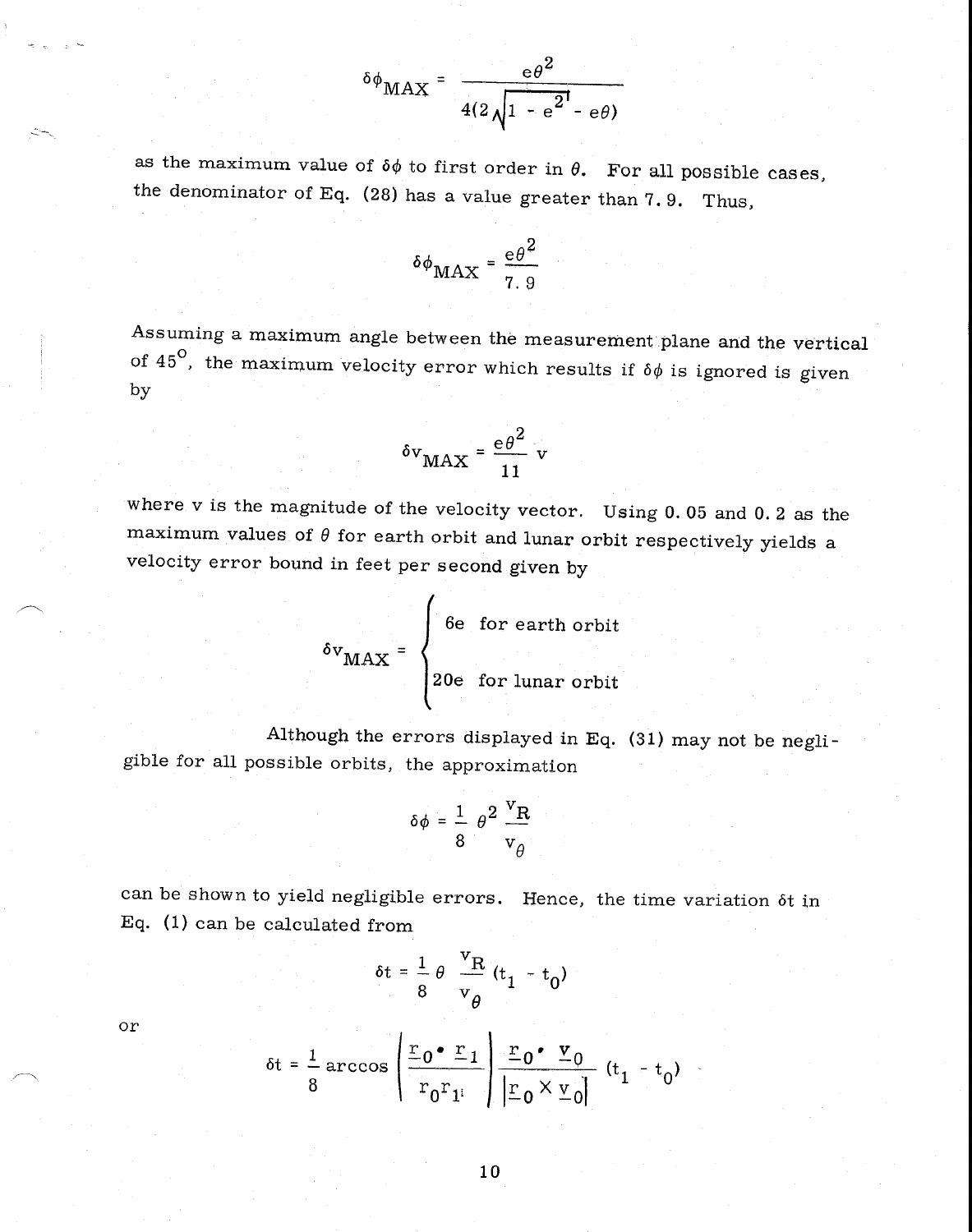$$\delta\phi_{MAX} = \frac{e\theta^2}{4(2\sqrt{1 - e^2} - e\theta)}$$

as the maximum value of $\delta\phi$ to first order in $\theta$. For all possible cases, the denominator of Eq. (28) has a value greater than 7.9. Thus,

$$\delta\phi_{MAX} = \frac{e\theta^2}{7.9}$$

Assuming a maximum angle between the measurement plane and the vertical of $45^{\circ}$, the maximum velocity error which results if $\delta\phi$ is ignored is given by

$$\delta v_{MAX} = \frac{e\theta^2}{11} v$$

where v is the magnitude of the velocity vector. Using 0.05 and 0.2 as the maximum values of $\theta$ for earth orbit and lunar orbit respectively yields a velocity error bound in feet per second given by

$$\delta v_{MAX} = \begin{cases} 6e & \text{for earth orbit} \\ 20e & \text{for lunar orbit} \end{cases}$$

Although the errors displayed in Eq. (31) may not be negligible for all possible orbits, the approximation

$$\delta\phi = \frac{1}{8} \theta^2 \frac{v_R}{v_\theta}$$

can be shown to yield negligible errors. Hence, the time variation $\delta t$ in Eq. (1) can be calculated from

$$\delta t = \frac{1}{8} \theta \frac{v_R}{v_\theta} (t_1 - t_0)$$

or

$$\delta t = \frac{1}{8} \arccos \left( \frac{\underline{r}_0 \cdot \underline{r}_1}{r_0 r_1} \right) \frac{\underline{r}_0 \cdot \underline{v}_0}{|\underline{r}_0 \times \underline{v}_0|} (t_1 - t_0)$$